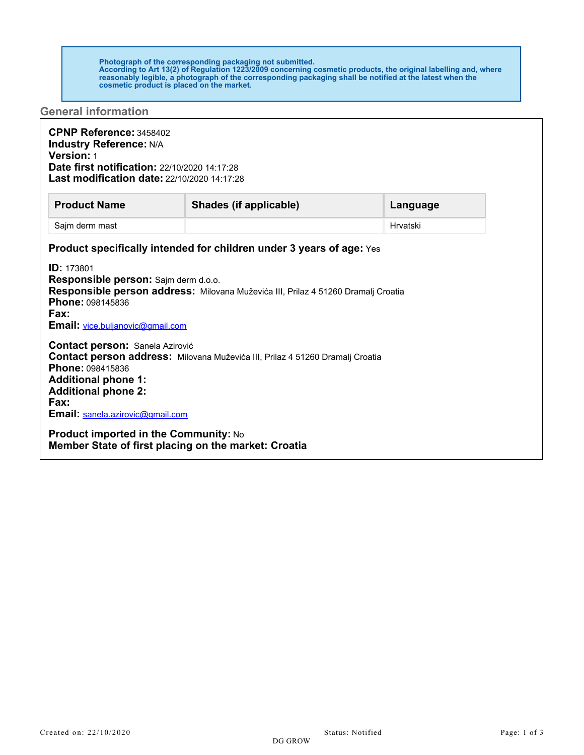**Photograph of the corresponding packaging not submitted.**
**According to Art 13(2) of Regulation 1223/2009 concerning cosmetic products, the original labelling and, where reasonably legible, a photograph of the corresponding packaging shall be notified at the latest when the cosmetic product is placed on the market.**

## General information

**CPNP Reference:** 3458402
**Industry Reference:** N/A
**Version:** 1
**Date first notification:** 22/10/2020 14:17:28
**Last modification date:** 22/10/2020 14:17:28

| Product Name | Shades (if applicable) | Language |
| --- | --- | --- |
| Sajm derm mast | | Hrvatski |

**Product specifically intended for children under 3 years of age:** Yes

**ID:** 173801
**Responsible person:** Sajm derm d.o.o.
**Responsible person address:** Milovana Muževića III, Prilaz 4 51260 Dramalj Croatia
**Phone:** 098145836
**Fax:**
**Email:** vice.buljanovic@gmail.com

**Contact person:** Sanela Azirović
**Contact person address:** Milovana Muževića III, Prilaz 4 51260 Dramalj Croatia
**Phone:** 098415836
**Additional phone 1:**
**Additional phone 2:**
**Fax:**
**Email:** sanela.azirovic@gmail.com

**Product imported in the Community:** No
**Member State of first placing on the market: Croatia**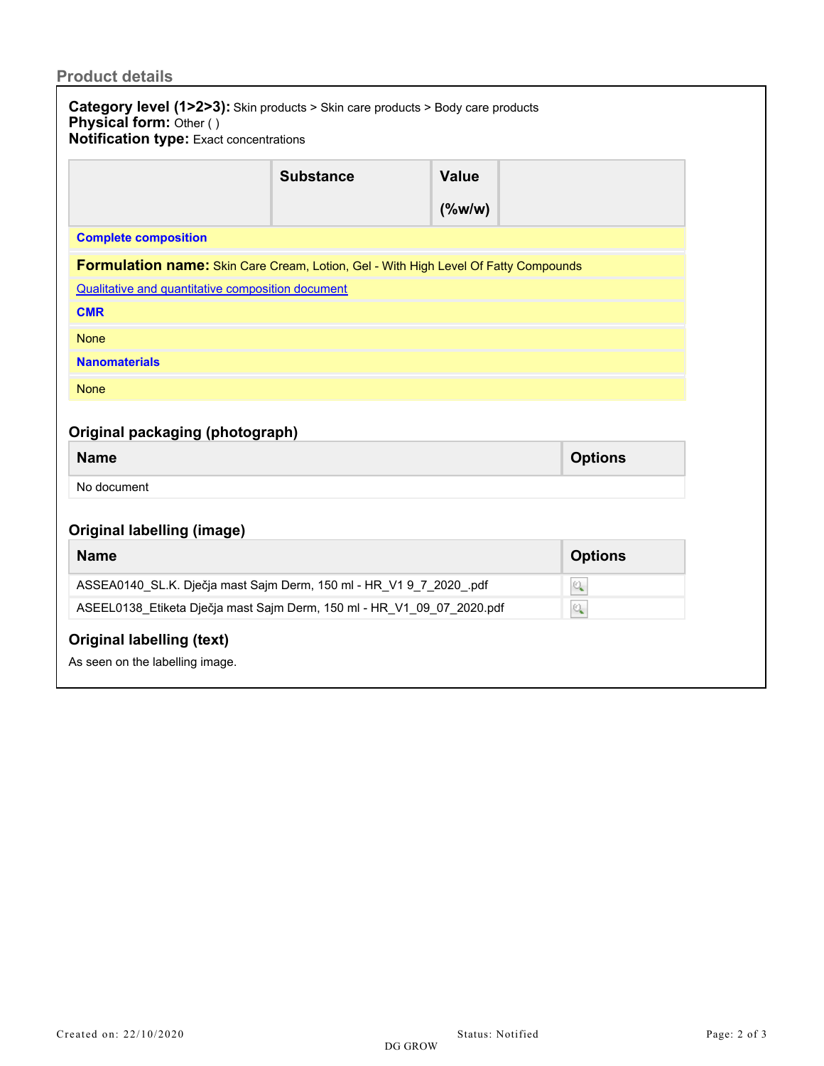## Product details

**Category level (1>2>3):** Skin products > Skin care products > Body care products
**Physical form:** Other ( )
**Notification type:** Exact concentrations

| | Substance | Value (%w/w) | |
|---|---|---|---|
| **Complete composition** | | | |
| **Formulation name:** Skin Care Cream, Lotion, Gel - With High Level Of Fatty Compounds | | | |
| Qualitative and quantitative composition document | | | |
| **CMR** | | | |
| None | | | |
| **Nanomaterials** | | | |
| None | | | |

### Original packaging (photograph)

| Name | Options |
|---|---|
| No document | |

### Original labelling (image)

| Name | Options |
|---|---|
| ASSEA0140_SL.K. Dječja mast Sajm Derm, 150 ml - HR_V1 9_7_2020_.pdf | |
| ASEEL0138_Etiketa Dječja mast Sajm Derm, 150 ml - HR_V1_09_07_2020.pdf | |

### Original labelling (text)

As seen on the labelling image.

Created on: 22/10/2020

Status: Notified

DG GROW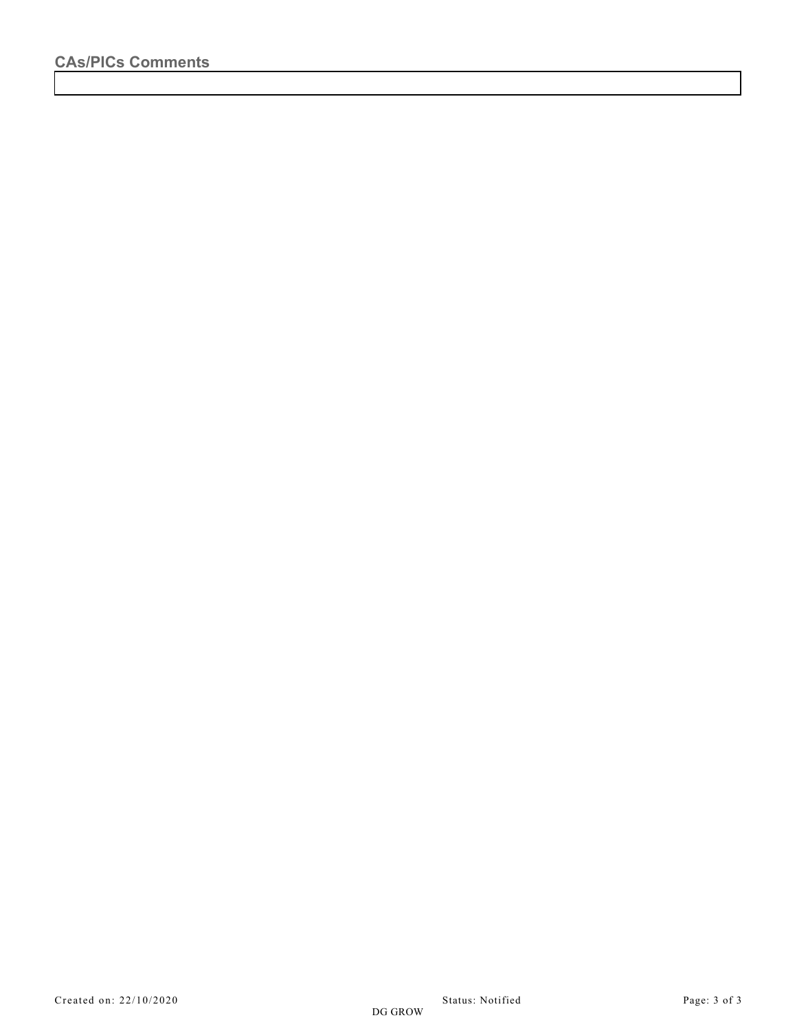## CAs/PICs Comments

| |
|---|
| |